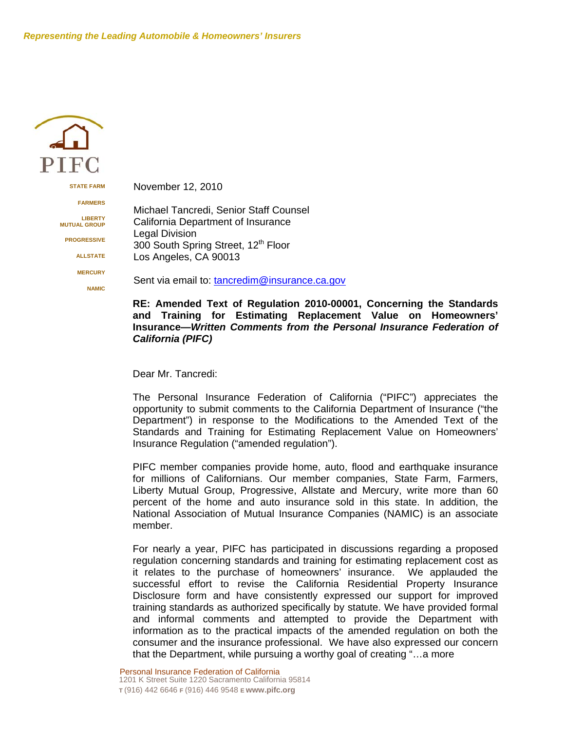*Representing the Leading Automobile & Homeowners' Insurers*

PIFC

STATE FARM

FARMERS

LIBERTY MUTUAL GROUP

PROGRESSIVE

ALLSTATE

MERCURY

NAMIC

November 12, 2010

Michael Tancredi, Senior Staff Counsel
California Department of Insurance
Legal Division
300 South Spring Street, 12th Floor
Los Angeles, CA 90013

Sent via email to: tancredim@insurance.ca.gov

**RE: Amended Text of Regulation 2010-00001, Concerning the Standards and Training for Estimating Replacement Value on Homeowners' Insurance—*Written Comments from the Personal Insurance Federation of California (PIFC)***

Dear Mr. Tancredi:

The Personal Insurance Federation of California ("PIFC") appreciates the opportunity to submit comments to the California Department of Insurance ("the Department") in response to the Modifications to the Amended Text of the Standards and Training for Estimating Replacement Value on Homeowners' Insurance Regulation ("amended regulation").

PIFC member companies provide home, auto, flood and earthquake insurance for millions of Californians. Our member companies, State Farm, Farmers, Liberty Mutual Group, Progressive, Allstate and Mercury, write more than 60 percent of the home and auto insurance sold in this state. In addition, the National Association of Mutual Insurance Companies (NAMIC) is an associate member.

For nearly a year, PIFC has participated in discussions regarding a proposed regulation concerning standards and training for estimating replacement cost as it relates to the purchase of homeowners' insurance. We applauded the successful effort to revise the California Residential Property Insurance Disclosure form and have consistently expressed our support for improved training standards as authorized specifically by statute. We have provided formal and informal comments and attempted to provide the Department with information as to the practical impacts of the amended regulation on both the consumer and the insurance professional. We have also expressed our concern that the Department, while pursuing a worthy goal of creating "…a more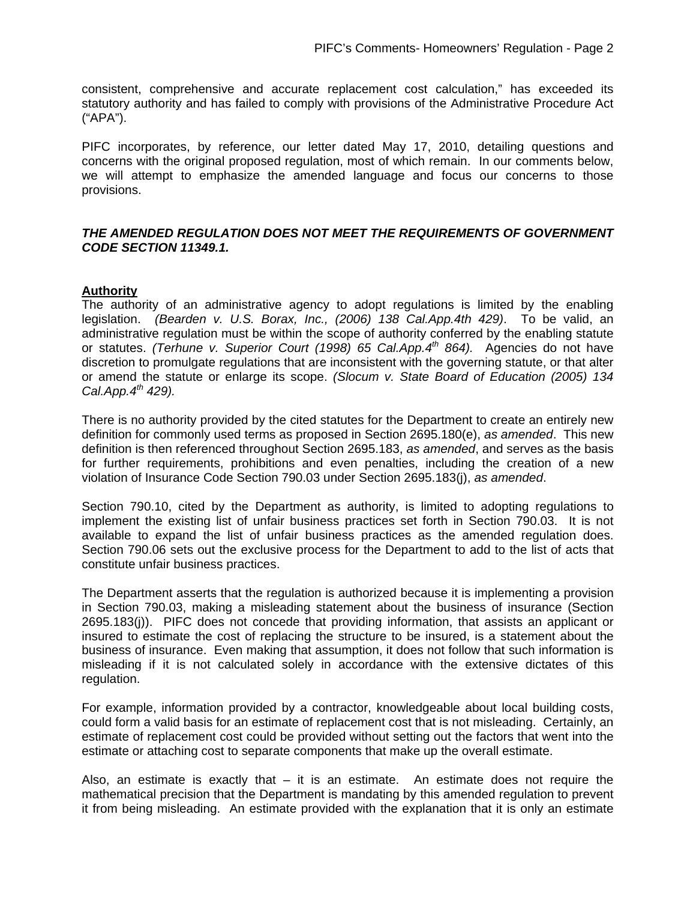consistent, comprehensive and accurate replacement cost calculation," has exceeded its statutory authority and has failed to comply with provisions of the Administrative Procedure Act ("APA").

PIFC incorporates, by reference, our letter dated May 17, 2010, detailing questions and concerns with the original proposed regulation, most of which remain. In our comments below, we will attempt to emphasize the amended language and focus our concerns to those provisions.

***THE AMENDED REGULATION DOES NOT MEET THE REQUIREMENTS OF GOVERNMENT CODE SECTION 11349.1.***

**Authority**

The authority of an administrative agency to adopt regulations is limited by the enabling legislation. *(Bearden v. U.S. Borax, Inc., (2006) 138 Cal.App.4th 429)*. To be valid, an administrative regulation must be within the scope of authority conferred by the enabling statute or statutes. *(Terhune v. Superior Court (1998) 65 Cal.App.4th 864).* Agencies do not have discretion to promulgate regulations that are inconsistent with the governing statute, or that alter or amend the statute or enlarge its scope. *(Slocum v. State Board of Education (2005) 134 Cal.App.4th 429).*

There is no authority provided by the cited statutes for the Department to create an entirely new definition for commonly used terms as proposed in Section 2695.180(e), *as amended*. This new definition is then referenced throughout Section 2695.183, *as amended*, and serves as the basis for further requirements, prohibitions and even penalties, including the creation of a new violation of Insurance Code Section 790.03 under Section 2695.183(j), *as amended*.

Section 790.10, cited by the Department as authority, is limited to adopting regulations to implement the existing list of unfair business practices set forth in Section 790.03. It is not available to expand the list of unfair business practices as the amended regulation does. Section 790.06 sets out the exclusive process for the Department to add to the list of acts that constitute unfair business practices.

The Department asserts that the regulation is authorized because it is implementing a provision in Section 790.03, making a misleading statement about the business of insurance (Section 2695.183(j)). PIFC does not concede that providing information, that assists an applicant or insured to estimate the cost of replacing the structure to be insured, is a statement about the business of insurance. Even making that assumption, it does not follow that such information is misleading if it is not calculated solely in accordance with the extensive dictates of this regulation.

For example, information provided by a contractor, knowledgeable about local building costs, could form a valid basis for an estimate of replacement cost that is not misleading. Certainly, an estimate of replacement cost could be provided without setting out the factors that went into the estimate or attaching cost to separate components that make up the overall estimate.

Also, an estimate is exactly that – it is an estimate. An estimate does not require the mathematical precision that the Department is mandating by this amended regulation to prevent it from being misleading. An estimate provided with the explanation that it is only an estimate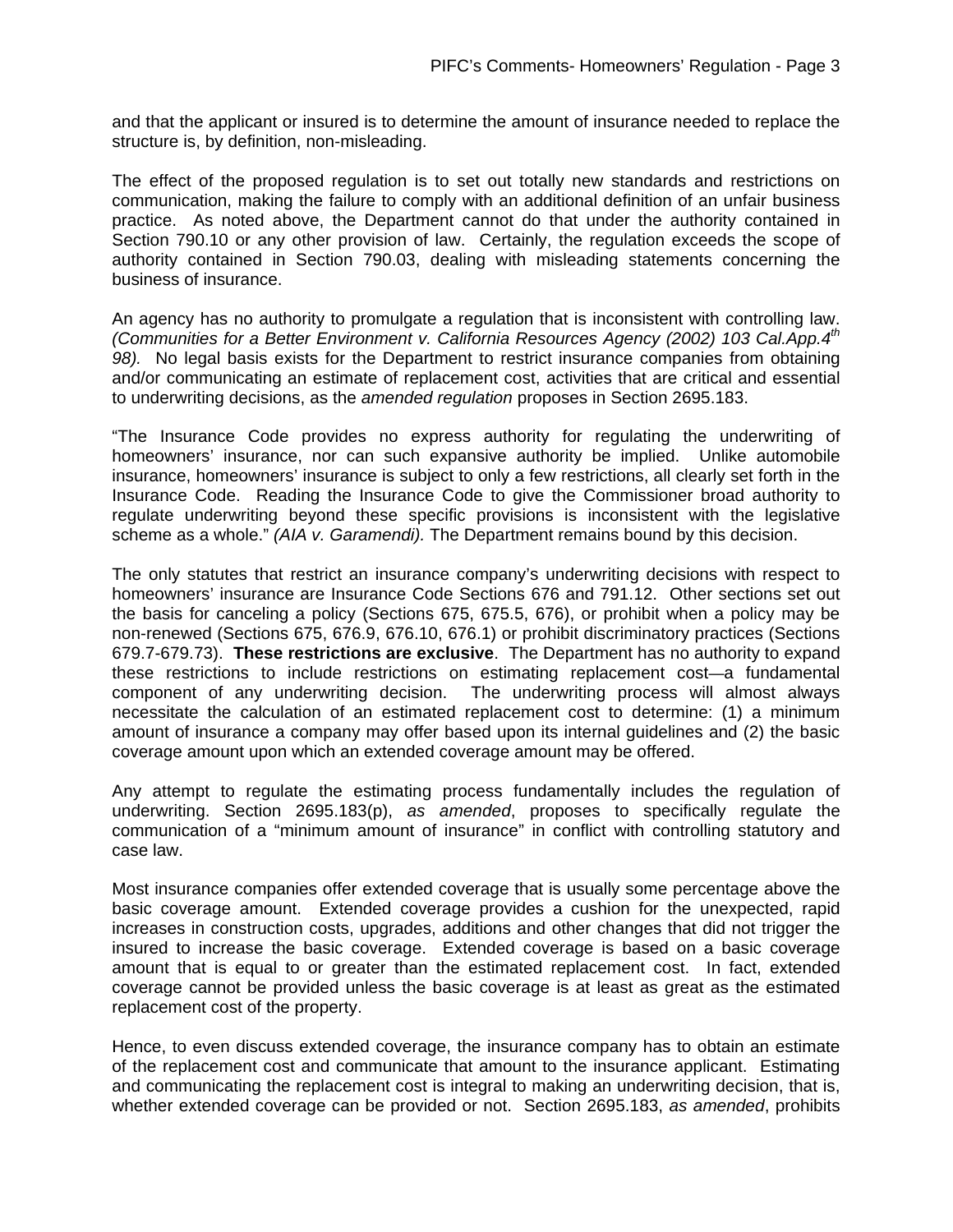and that the applicant or insured is to determine the amount of insurance needed to replace the structure is, by definition, non-misleading.

The effect of the proposed regulation is to set out totally new standards and restrictions on communication, making the failure to comply with an additional definition of an unfair business practice. As noted above, the Department cannot do that under the authority contained in Section 790.10 or any other provision of law. Certainly, the regulation exceeds the scope of authority contained in Section 790.03, dealing with misleading statements concerning the business of insurance.

An agency has no authority to promulgate a regulation that is inconsistent with controlling law. *(Communities for a Better Environment v. California Resources Agency (2002) 103 Cal.App.4th 98).* No legal basis exists for the Department to restrict insurance companies from obtaining and/or communicating an estimate of replacement cost, activities that are critical and essential to underwriting decisions, as the *amended regulation* proposes in Section 2695.183.

"The Insurance Code provides no express authority for regulating the underwriting of homeowners' insurance, nor can such expansive authority be implied. Unlike automobile insurance, homeowners' insurance is subject to only a few restrictions, all clearly set forth in the Insurance Code. Reading the Insurance Code to give the Commissioner broad authority to regulate underwriting beyond these specific provisions is inconsistent with the legislative scheme as a whole." *(AIA v. Garamendi).* The Department remains bound by this decision.

The only statutes that restrict an insurance company's underwriting decisions with respect to homeowners' insurance are Insurance Code Sections 676 and 791.12. Other sections set out the basis for canceling a policy (Sections 675, 675.5, 676), or prohibit when a policy may be non-renewed (Sections 675, 676.9, 676.10, 676.1) or prohibit discriminatory practices (Sections 679.7-679.73). **These restrictions are exclusive**. The Department has no authority to expand these restrictions to include restrictions on estimating replacement cost—a fundamental component of any underwriting decision. The underwriting process will almost always necessitate the calculation of an estimated replacement cost to determine: (1) a minimum amount of insurance a company may offer based upon its internal guidelines and (2) the basic coverage amount upon which an extended coverage amount may be offered.

Any attempt to regulate the estimating process fundamentally includes the regulation of underwriting. Section 2695.183(p), *as amended*, proposes to specifically regulate the communication of a "minimum amount of insurance" in conflict with controlling statutory and case law.

Most insurance companies offer extended coverage that is usually some percentage above the basic coverage amount. Extended coverage provides a cushion for the unexpected, rapid increases in construction costs, upgrades, additions and other changes that did not trigger the insured to increase the basic coverage. Extended coverage is based on a basic coverage amount that is equal to or greater than the estimated replacement cost. In fact, extended coverage cannot be provided unless the basic coverage is at least as great as the estimated replacement cost of the property.

Hence, to even discuss extended coverage, the insurance company has to obtain an estimate of the replacement cost and communicate that amount to the insurance applicant. Estimating and communicating the replacement cost is integral to making an underwriting decision, that is, whether extended coverage can be provided or not. Section 2695.183, *as amended*, prohibits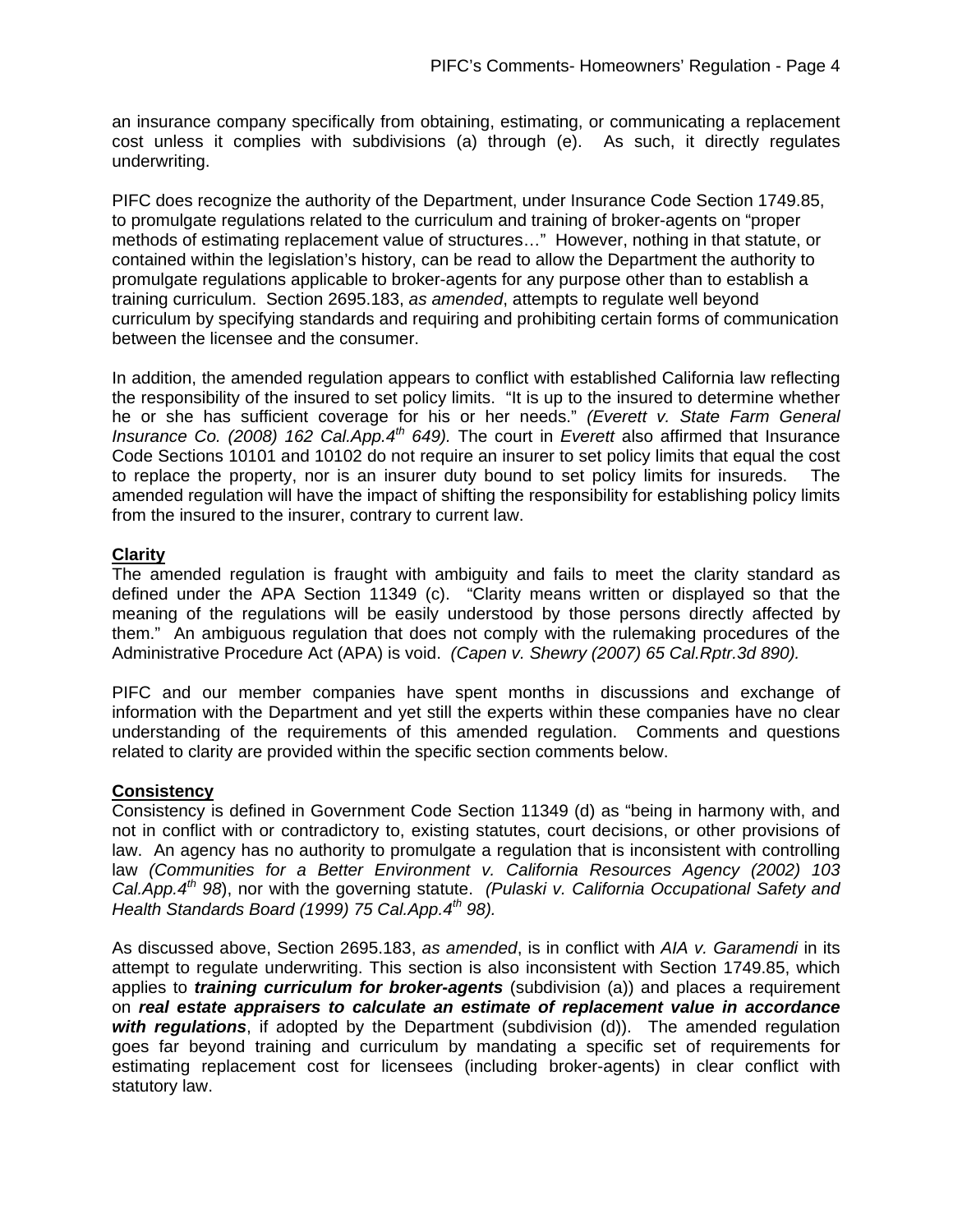an insurance company specifically from obtaining, estimating, or communicating a replacement cost unless it complies with subdivisions (a) through (e). As such, it directly regulates underwriting.

PIFC does recognize the authority of the Department, under Insurance Code Section 1749.85, to promulgate regulations related to the curriculum and training of broker-agents on "proper methods of estimating replacement value of structures…" However, nothing in that statute, or contained within the legislation's history, can be read to allow the Department the authority to promulgate regulations applicable to broker-agents for any purpose other than to establish a training curriculum. Section 2695.183, *as amended*, attempts to regulate well beyond curriculum by specifying standards and requiring and prohibiting certain forms of communication between the licensee and the consumer.

In addition, the amended regulation appears to conflict with established California law reflecting the responsibility of the insured to set policy limits. "It is up to the insured to determine whether he or she has sufficient coverage for his or her needs." *(Everett v. State Farm General Insurance Co. (2008) 162 Cal.App.4th 649).* The court in *Everett* also affirmed that Insurance Code Sections 10101 and 10102 do not require an insurer to set policy limits that equal the cost to replace the property, nor is an insurer duty bound to set policy limits for insureds. The amended regulation will have the impact of shifting the responsibility for establishing policy limits from the insured to the insurer, contrary to current law.

**Clarity**

The amended regulation is fraught with ambiguity and fails to meet the clarity standard as defined under the APA Section 11349 (c). "Clarity means written or displayed so that the meaning of the regulations will be easily understood by those persons directly affected by them." An ambiguous regulation that does not comply with the rulemaking procedures of the Administrative Procedure Act (APA) is void. *(Capen v. Shewry (2007) 65 Cal.Rptr.3d 890).*

PIFC and our member companies have spent months in discussions and exchange of information with the Department and yet still the experts within these companies have no clear understanding of the requirements of this amended regulation. Comments and questions related to clarity are provided within the specific section comments below.

**Consistency**

Consistency is defined in Government Code Section 11349 (d) as "being in harmony with, and not in conflict with or contradictory to, existing statutes, court decisions, or other provisions of law. An agency has no authority to promulgate a regulation that is inconsistent with controlling law *(Communities for a Better Environment v. California Resources Agency (2002) 103 Cal.App.4th 98*), nor with the governing statute. *(Pulaski v. California Occupational Safety and Health Standards Board (1999) 75 Cal.App.4th 98).*

As discussed above, Section 2695.183, *as amended*, is in conflict with *AIA v. Garamendi* in its attempt to regulate underwriting. This section is also inconsistent with Section 1749.85, which applies to ***training curriculum for broker-agents*** (subdivision (a)) and places a requirement on ***real estate appraisers to calculate an estimate of replacement value in accordance with regulations***, if adopted by the Department (subdivision (d)). The amended regulation goes far beyond training and curriculum by mandating a specific set of requirements for estimating replacement cost for licensees (including broker-agents) in clear conflict with statutory law.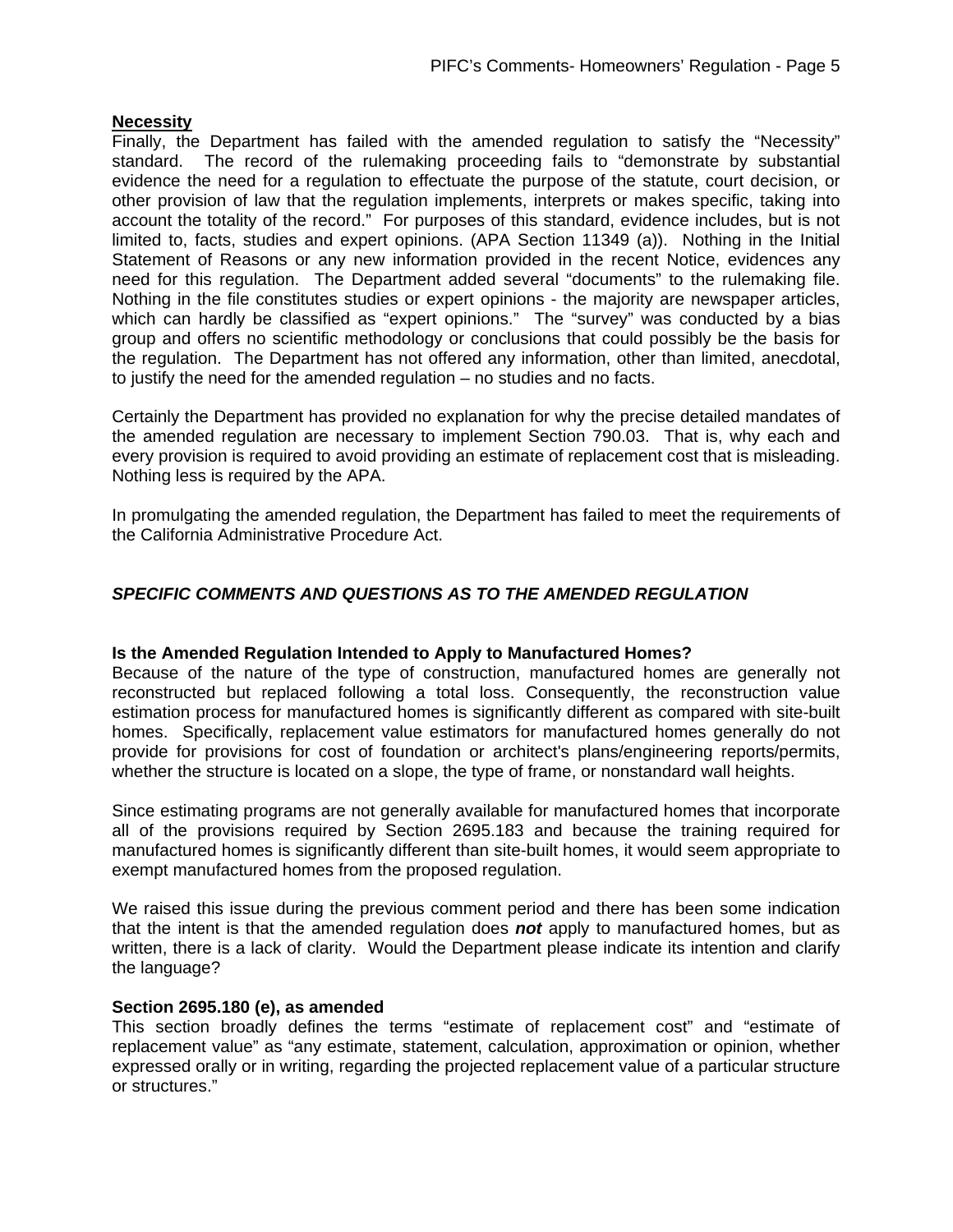**Necessity**

Finally, the Department has failed with the amended regulation to satisfy the "Necessity" standard. The record of the rulemaking proceeding fails to "demonstrate by substantial evidence the need for a regulation to effectuate the purpose of the statute, court decision, or other provision of law that the regulation implements, interprets or makes specific, taking into account the totality of the record." For purposes of this standard, evidence includes, but is not limited to, facts, studies and expert opinions. (APA Section 11349 (a)). Nothing in the Initial Statement of Reasons or any new information provided in the recent Notice, evidences any need for this regulation. The Department added several "documents" to the rulemaking file. Nothing in the file constitutes studies or expert opinions - the majority are newspaper articles, which can hardly be classified as "expert opinions." The "survey" was conducted by a bias group and offers no scientific methodology or conclusions that could possibly be the basis for the regulation. The Department has not offered any information, other than limited, anecdotal, to justify the need for the amended regulation – no studies and no facts.

Certainly the Department has provided no explanation for why the precise detailed mandates of the amended regulation are necessary to implement Section 790.03. That is, why each and every provision is required to avoid providing an estimate of replacement cost that is misleading. Nothing less is required by the APA.

In promulgating the amended regulation, the Department has failed to meet the requirements of the California Administrative Procedure Act.

## *SPECIFIC COMMENTS AND QUESTIONS AS TO THE AMENDED REGULATION*

**Is the Amended Regulation Intended to Apply to Manufactured Homes?**

Because of the nature of the type of construction, manufactured homes are generally not reconstructed but replaced following a total loss. Consequently, the reconstruction value estimation process for manufactured homes is significantly different as compared with site-built homes. Specifically, replacement value estimators for manufactured homes generally do not provide for provisions for cost of foundation or architect's plans/engineering reports/permits, whether the structure is located on a slope, the type of frame, or nonstandard wall heights.

Since estimating programs are not generally available for manufactured homes that incorporate all of the provisions required by Section 2695.183 and because the training required for manufactured homes is significantly different than site-built homes, it would seem appropriate to exempt manufactured homes from the proposed regulation.

We raised this issue during the previous comment period and there has been some indication that the intent is that the amended regulation does ***not*** apply to manufactured homes, but as written, there is a lack of clarity. Would the Department please indicate its intention and clarify the language?

**Section 2695.180 (e), as amended**

This section broadly defines the terms "estimate of replacement cost" and "estimate of replacement value" as "any estimate, statement, calculation, approximation or opinion, whether expressed orally or in writing, regarding the projected replacement value of a particular structure or structures."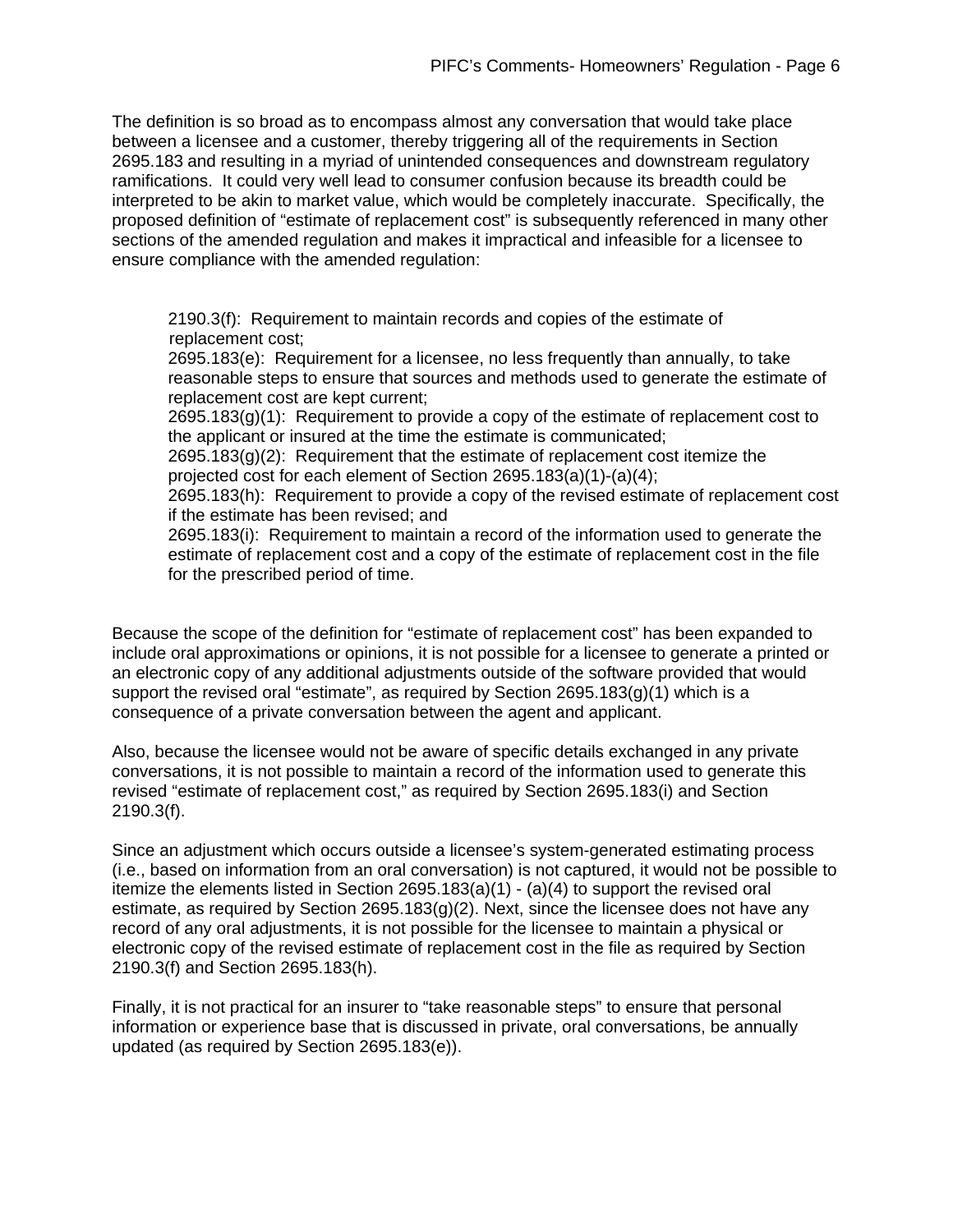The definition is so broad as to encompass almost any conversation that would take place between a licensee and a customer, thereby triggering all of the requirements in Section 2695.183 and resulting in a myriad of unintended consequences and downstream regulatory ramifications. It could very well lead to consumer confusion because its breadth could be interpreted to be akin to market value, which would be completely inaccurate. Specifically, the proposed definition of "estimate of replacement cost" is subsequently referenced in many other sections of the amended regulation and makes it impractical and infeasible for a licensee to ensure compliance with the amended regulation:

> 2190.3(f): Requirement to maintain records and copies of the estimate of replacement cost;
> 2695.183(e): Requirement for a licensee, no less frequently than annually, to take reasonable steps to ensure that sources and methods used to generate the estimate of replacement cost are kept current;
> 2695.183(g)(1): Requirement to provide a copy of the estimate of replacement cost to the applicant or insured at the time the estimate is communicated;
> 2695.183(g)(2): Requirement that the estimate of replacement cost itemize the projected cost for each element of Section 2695.183(a)(1)-(a)(4);
> 2695.183(h): Requirement to provide a copy of the revised estimate of replacement cost if the estimate has been revised; and
> 2695.183(i): Requirement to maintain a record of the information used to generate the estimate of replacement cost and a copy of the estimate of replacement cost in the file for the prescribed period of time.

Because the scope of the definition for "estimate of replacement cost" has been expanded to include oral approximations or opinions, it is not possible for a licensee to generate a printed or an electronic copy of any additional adjustments outside of the software provided that would support the revised oral "estimate", as required by Section 2695.183(g)(1) which is a consequence of a private conversation between the agent and applicant.

Also, because the licensee would not be aware of specific details exchanged in any private conversations, it is not possible to maintain a record of the information used to generate this revised "estimate of replacement cost," as required by Section 2695.183(i) and Section 2190.3(f).

Since an adjustment which occurs outside a licensee's system-generated estimating process (i.e., based on information from an oral conversation) is not captured, it would not be possible to itemize the elements listed in Section 2695.183(a)(1) - (a)(4) to support the revised oral estimate, as required by Section 2695.183(g)(2). Next, since the licensee does not have any record of any oral adjustments, it is not possible for the licensee to maintain a physical or electronic copy of the revised estimate of replacement cost in the file as required by Section 2190.3(f) and Section 2695.183(h).

Finally, it is not practical for an insurer to "take reasonable steps" to ensure that personal information or experience base that is discussed in private, oral conversations, be annually updated (as required by Section 2695.183(e)).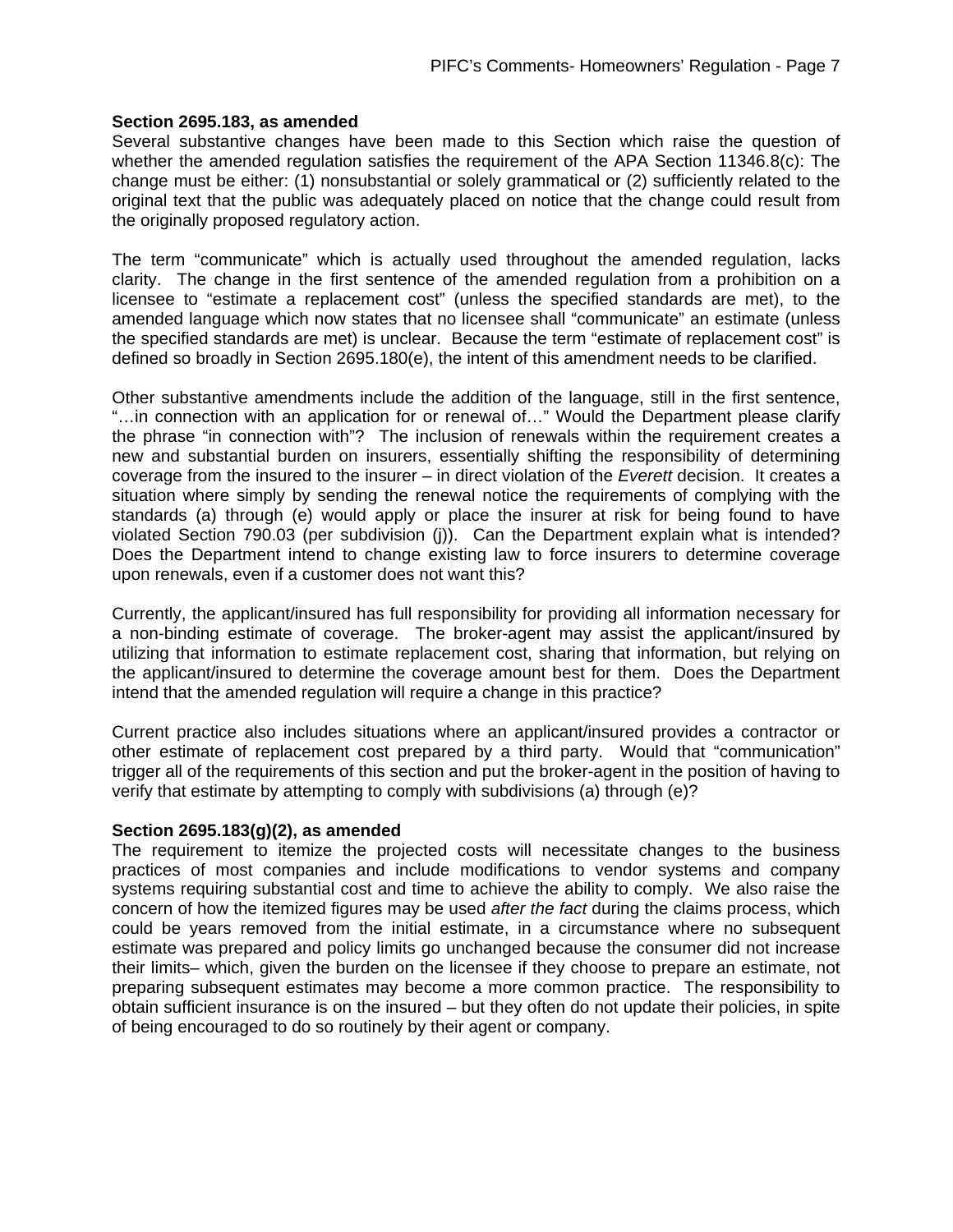**Section 2695.183, as amended**

Several substantive changes have been made to this Section which raise the question of whether the amended regulation satisfies the requirement of the APA Section 11346.8(c): The change must be either: (1) nonsubstantial or solely grammatical or (2) sufficiently related to the original text that the public was adequately placed on notice that the change could result from the originally proposed regulatory action.

The term "communicate" which is actually used throughout the amended regulation, lacks clarity. The change in the first sentence of the amended regulation from a prohibition on a licensee to "estimate a replacement cost" (unless the specified standards are met), to the amended language which now states that no licensee shall "communicate" an estimate (unless the specified standards are met) is unclear. Because the term "estimate of replacement cost" is defined so broadly in Section 2695.180(e), the intent of this amendment needs to be clarified.

Other substantive amendments include the addition of the language, still in the first sentence, "…in connection with an application for or renewal of…" Would the Department please clarify the phrase "in connection with"? The inclusion of renewals within the requirement creates a new and substantial burden on insurers, essentially shifting the responsibility of determining coverage from the insured to the insurer – in direct violation of the *Everett* decision. It creates a situation where simply by sending the renewal notice the requirements of complying with the standards (a) through (e) would apply or place the insurer at risk for being found to have violated Section 790.03 (per subdivision (j)). Can the Department explain what is intended? Does the Department intend to change existing law to force insurers to determine coverage upon renewals, even if a customer does not want this?

Currently, the applicant/insured has full responsibility for providing all information necessary for a non-binding estimate of coverage. The broker-agent may assist the applicant/insured by utilizing that information to estimate replacement cost, sharing that information, but relying on the applicant/insured to determine the coverage amount best for them. Does the Department intend that the amended regulation will require a change in this practice?

Current practice also includes situations where an applicant/insured provides a contractor or other estimate of replacement cost prepared by a third party. Would that "communication" trigger all of the requirements of this section and put the broker-agent in the position of having to verify that estimate by attempting to comply with subdivisions (a) through (e)?

**Section 2695.183(g)(2), as amended**

The requirement to itemize the projected costs will necessitate changes to the business practices of most companies and include modifications to vendor systems and company systems requiring substantial cost and time to achieve the ability to comply. We also raise the concern of how the itemized figures may be used *after the fact* during the claims process, which could be years removed from the initial estimate, in a circumstance where no subsequent estimate was prepared and policy limits go unchanged because the consumer did not increase their limits– which, given the burden on the licensee if they choose to prepare an estimate, not preparing subsequent estimates may become a more common practice. The responsibility to obtain sufficient insurance is on the insured – but they often do not update their policies, in spite of being encouraged to do so routinely by their agent or company.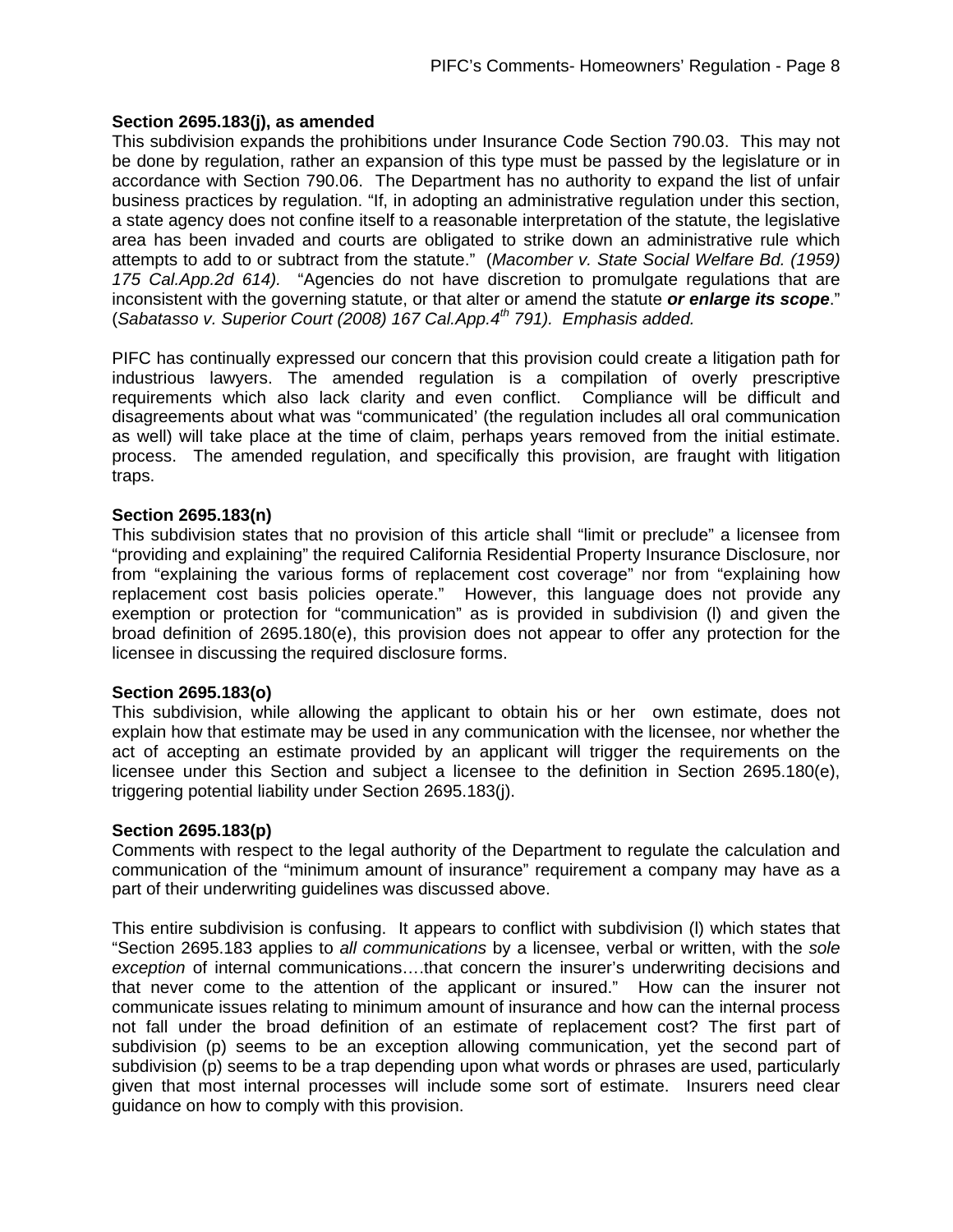**Section 2695.183(j), as amended**

This subdivision expands the prohibitions under Insurance Code Section 790.03. This may not be done by regulation, rather an expansion of this type must be passed by the legislature or in accordance with Section 790.06. The Department has no authority to expand the list of unfair business practices by regulation. "If, in adopting an administrative regulation under this section, a state agency does not confine itself to a reasonable interpretation of the statute, the legislative area has been invaded and courts are obligated to strike down an administrative rule which attempts to add to or subtract from the statute." (*Macomber v. State Social Welfare Bd. (1959) 175 Cal.App.2d 614).* "Agencies do not have discretion to promulgate regulations that are inconsistent with the governing statute, or that alter or amend the statute ***or enlarge its scope***." (*Sabatasso v. Superior Court (2008) 167 Cal.App.4th 791). Emphasis added.*

PIFC has continually expressed our concern that this provision could create a litigation path for industrious lawyers. The amended regulation is a compilation of overly prescriptive requirements which also lack clarity and even conflict. Compliance will be difficult and disagreements about what was "communicated' (the regulation includes all oral communication as well) will take place at the time of claim, perhaps years removed from the initial estimate. process. The amended regulation, and specifically this provision, are fraught with litigation traps.

**Section 2695.183(n)**

This subdivision states that no provision of this article shall "limit or preclude" a licensee from "providing and explaining" the required California Residential Property Insurance Disclosure, nor from "explaining the various forms of replacement cost coverage" nor from "explaining how replacement cost basis policies operate." However, this language does not provide any exemption or protection for "communication" as is provided in subdivision (l) and given the broad definition of 2695.180(e), this provision does not appear to offer any protection for the licensee in discussing the required disclosure forms.

**Section 2695.183(o)**

This subdivision, while allowing the applicant to obtain his or her own estimate, does not explain how that estimate may be used in any communication with the licensee, nor whether the act of accepting an estimate provided by an applicant will trigger the requirements on the licensee under this Section and subject a licensee to the definition in Section 2695.180(e), triggering potential liability under Section 2695.183(j).

**Section 2695.183(p)**

Comments with respect to the legal authority of the Department to regulate the calculation and communication of the "minimum amount of insurance" requirement a company may have as a part of their underwriting guidelines was discussed above.

This entire subdivision is confusing. It appears to conflict with subdivision (l) which states that "Section 2695.183 applies to *all communications* by a licensee, verbal or written, with the *sole exception* of internal communications….that concern the insurer's underwriting decisions and that never come to the attention of the applicant or insured." How can the insurer not communicate issues relating to minimum amount of insurance and how can the internal process not fall under the broad definition of an estimate of replacement cost? The first part of subdivision (p) seems to be an exception allowing communication, yet the second part of subdivision (p) seems to be a trap depending upon what words or phrases are used, particularly given that most internal processes will include some sort of estimate. Insurers need clear guidance on how to comply with this provision.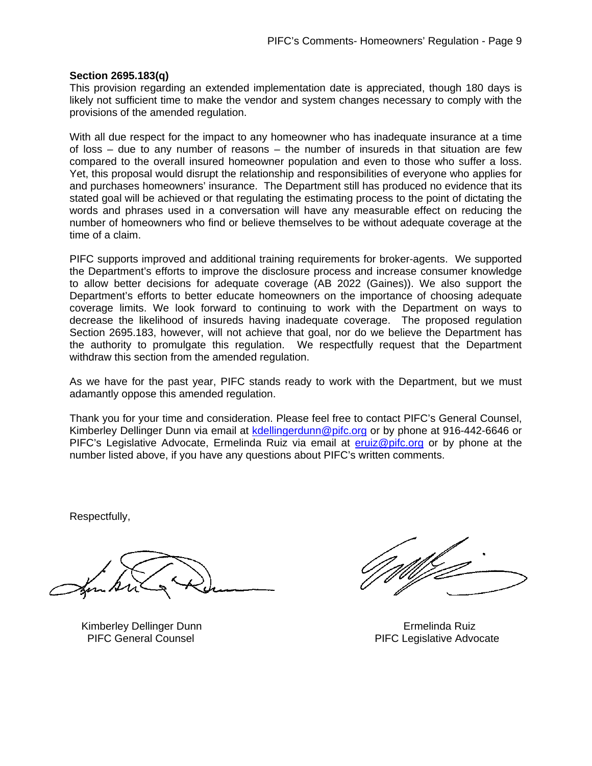**Section 2695.183(q)**

This provision regarding an extended implementation date is appreciated, though 180 days is likely not sufficient time to make the vendor and system changes necessary to comply with the provisions of the amended regulation.

With all due respect for the impact to any homeowner who has inadequate insurance at a time of loss – due to any number of reasons – the number of insureds in that situation are few compared to the overall insured homeowner population and even to those who suffer a loss. Yet, this proposal would disrupt the relationship and responsibilities of everyone who applies for and purchases homeowners' insurance. The Department still has produced no evidence that its stated goal will be achieved or that regulating the estimating process to the point of dictating the words and phrases used in a conversation will have any measurable effect on reducing the number of homeowners who find or believe themselves to be without adequate coverage at the time of a claim.

PIFC supports improved and additional training requirements for broker-agents. We supported the Department's efforts to improve the disclosure process and increase consumer knowledge to allow better decisions for adequate coverage (AB 2022 (Gaines)). We also support the Department's efforts to better educate homeowners on the importance of choosing adequate coverage limits. We look forward to continuing to work with the Department on ways to decrease the likelihood of insureds having inadequate coverage. The proposed regulation Section 2695.183, however, will not achieve that goal, nor do we believe the Department has the authority to promulgate this regulation. We respectfully request that the Department withdraw this section from the amended regulation.

As we have for the past year, PIFC stands ready to work with the Department, but we must adamantly oppose this amended regulation.

Thank you for your time and consideration. Please feel free to contact PIFC's General Counsel, Kimberley Dellinger Dunn via email at kdellingerdunn@pifc.org or by phone at 916-442-6646 or PIFC's Legislative Advocate, Ermelinda Ruiz via email at eruiz@pifc.org or by phone at the number listed above, if you have any questions about PIFC's written comments.

Respectfully,

Kimberley Dellinger Dunn
PIFC General Counsel

Ermelinda Ruiz
PIFC Legislative Advocate